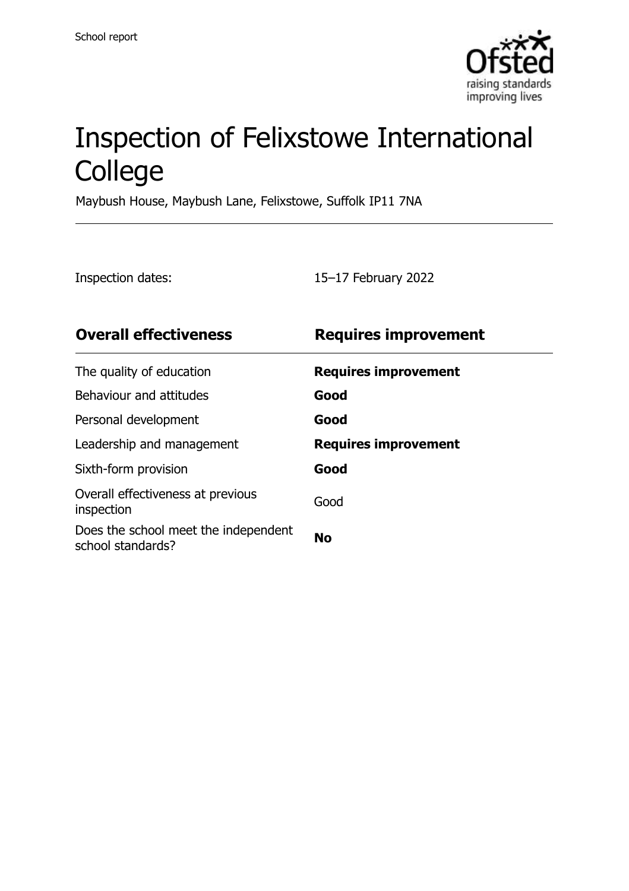School report

# Inspection of Felixstowe International College

Maybush House, Maybush Lane, Felixstowe, Suffolk IP11 7NA

| | |
|---|---|
| Inspection dates: | 15–17 February 2022 |

| **Overall effectiveness** | **Requires improvement** |
|---|---|
| The quality of education | **Requires improvement** |
| Behaviour and attitudes | **Good** |
| Personal development | **Good** |
| Leadership and management | **Requires improvement** |
| Sixth-form provision | **Good** |
| Overall effectiveness at previous inspection | Good |
| Does the school meet the independent school standards? | **No** |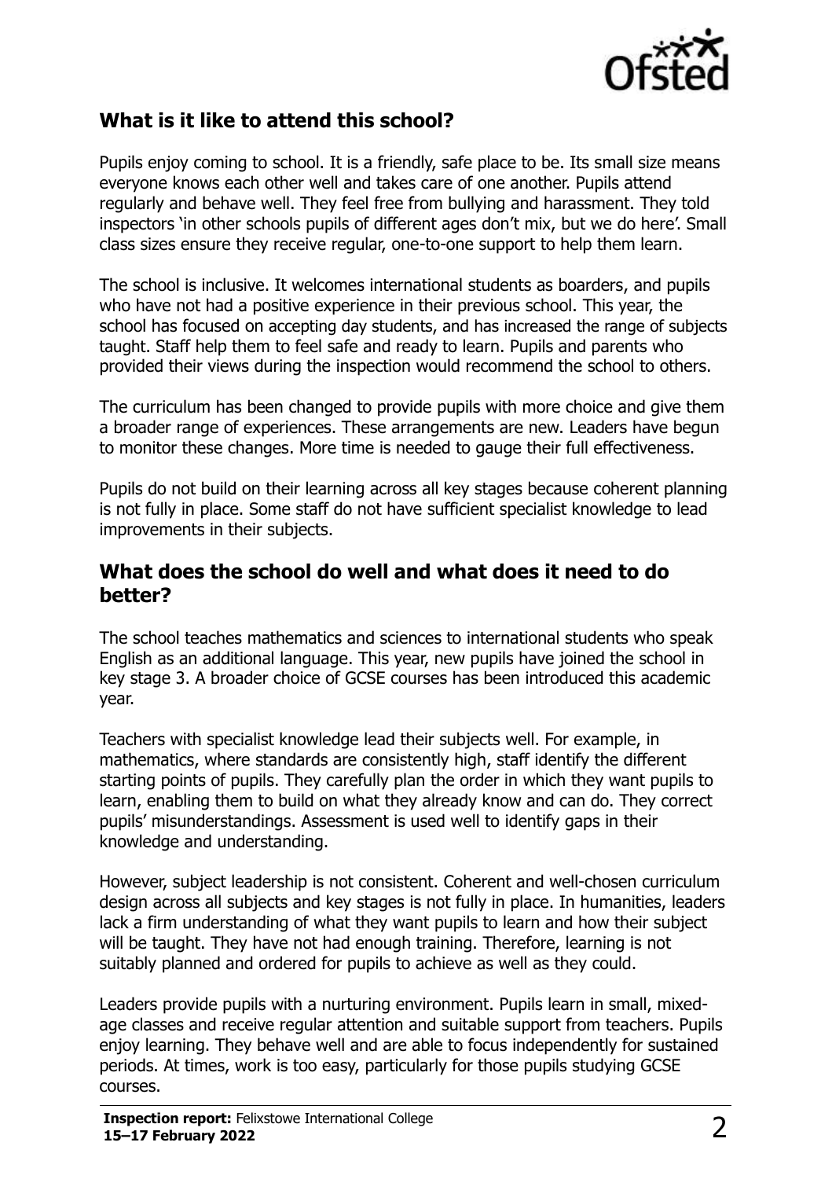## What is it like to attend this school?

Pupils enjoy coming to school. It is a friendly, safe place to be. Its small size means everyone knows each other well and takes care of one another. Pupils attend regularly and behave well. They feel free from bullying and harassment. They told inspectors 'in other schools pupils of different ages don't mix, but we do here'. Small class sizes ensure they receive regular, one-to-one support to help them learn.

The school is inclusive. It welcomes international students as boarders, and pupils who have not had a positive experience in their previous school. This year, the school has focused on accepting day students, and has increased the range of subjects taught. Staff help them to feel safe and ready to learn. Pupils and parents who provided their views during the inspection would recommend the school to others.

The curriculum has been changed to provide pupils with more choice and give them a broader range of experiences. These arrangements are new. Leaders have begun to monitor these changes. More time is needed to gauge their full effectiveness.

Pupils do not build on their learning across all key stages because coherent planning is not fully in place. Some staff do not have sufficient specialist knowledge to lead improvements in their subjects.

## What does the school do well and what does it need to do better?

The school teaches mathematics and sciences to international students who speak English as an additional language. This year, new pupils have joined the school in key stage 3. A broader choice of GCSE courses has been introduced this academic year.

Teachers with specialist knowledge lead their subjects well. For example, in mathematics, where standards are consistently high, staff identify the different starting points of pupils. They carefully plan the order in which they want pupils to learn, enabling them to build on what they already know and can do. They correct pupils' misunderstandings. Assessment is used well to identify gaps in their knowledge and understanding.

However, subject leadership is not consistent. Coherent and well-chosen curriculum design across all subjects and key stages is not fully in place. In humanities, leaders lack a firm understanding of what they want pupils to learn and how their subject will be taught. They have not had enough training. Therefore, learning is not suitably planned and ordered for pupils to achieve as well as they could.

Leaders provide pupils with a nurturing environment. Pupils learn in small, mixed-age classes and receive regular attention and suitable support from teachers. Pupils enjoy learning. They behave well and are able to focus independently for sustained periods. At times, work is too easy, particularly for those pupils studying GCSE courses.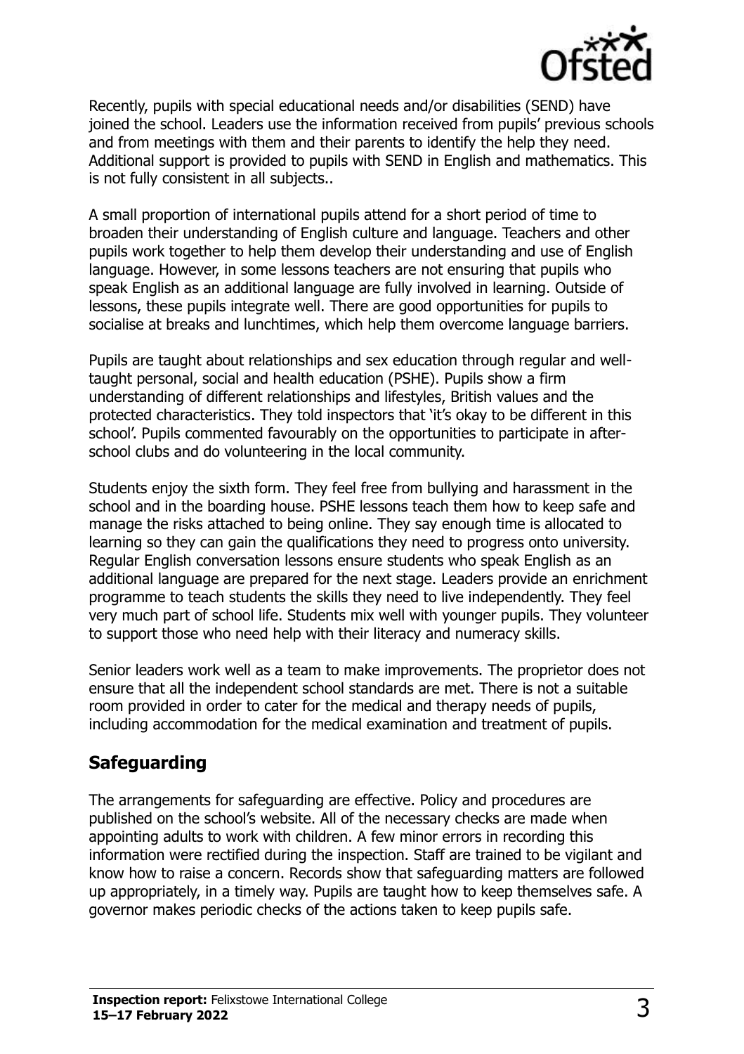Recently, pupils with special educational needs and/or disabilities (SEND) have joined the school. Leaders use the information received from pupils' previous schools and from meetings with them and their parents to identify the help they need. Additional support is provided to pupils with SEND in English and mathematics. This is not fully consistent in all subjects..

A small proportion of international pupils attend for a short period of time to broaden their understanding of English culture and language. Teachers and other pupils work together to help them develop their understanding and use of English language. However, in some lessons teachers are not ensuring that pupils who speak English as an additional language are fully involved in learning. Outside of lessons, these pupils integrate well. There are good opportunities for pupils to socialise at breaks and lunchtimes, which help them overcome language barriers.

Pupils are taught about relationships and sex education through regular and well-taught personal, social and health education (PSHE). Pupils show a firm understanding of different relationships and lifestyles, British values and the protected characteristics. They told inspectors that 'it's okay to be different in this school'. Pupils commented favourably on the opportunities to participate in after-school clubs and do volunteering in the local community.

Students enjoy the sixth form. They feel free from bullying and harassment in the school and in the boarding house. PSHE lessons teach them how to keep safe and manage the risks attached to being online. They say enough time is allocated to learning so they can gain the qualifications they need to progress onto university. Regular English conversation lessons ensure students who speak English as an additional language are prepared for the next stage. Leaders provide an enrichment programme to teach students the skills they need to live independently. They feel very much part of school life. Students mix well with younger pupils. They volunteer to support those who need help with their literacy and numeracy skills.

Senior leaders work well as a team to make improvements. The proprietor does not ensure that all the independent school standards are met. There is not a suitable room provided in order to cater for the medical and therapy needs of pupils, including accommodation for the medical examination and treatment of pupils.

## Safeguarding

The arrangements for safeguarding are effective. Policy and procedures are published on the school's website. All of the necessary checks are made when appointing adults to work with children. A few minor errors in recording this information were rectified during the inspection. Staff are trained to be vigilant and know how to raise a concern. Records show that safeguarding matters are followed up appropriately, in a timely way. Pupils are taught how to keep themselves safe. A governor makes periodic checks of the actions taken to keep pupils safe.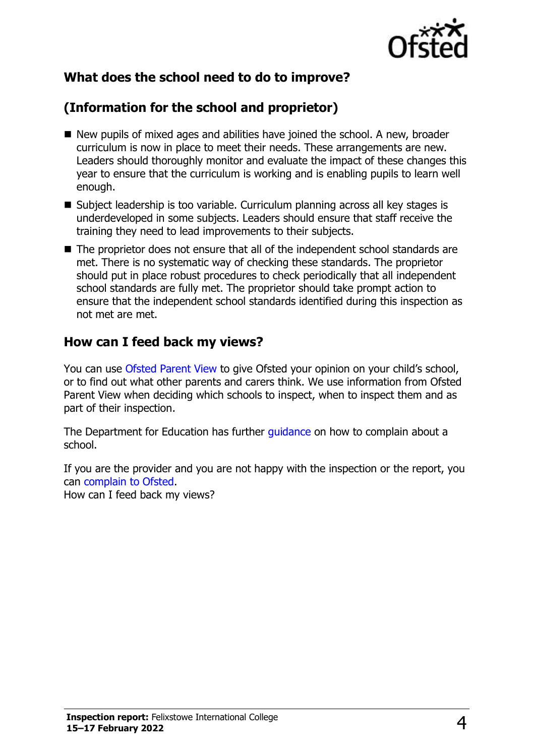## What does the school need to do to improve?

## (Information for the school and proprietor)

- New pupils of mixed ages and abilities have joined the school. A new, broader curriculum is now in place to meet their needs. These arrangements are new. Leaders should thoroughly monitor and evaluate the impact of these changes this year to ensure that the curriculum is working and is enabling pupils to learn well enough.
- Subject leadership is too variable. Curriculum planning across all key stages is underdeveloped in some subjects. Leaders should ensure that staff receive the training they need to lead improvements to their subjects.
- The proprietor does not ensure that all of the independent school standards are met. There is no systematic way of checking these standards. The proprietor should put in place robust procedures to check periodically that all independent school standards are fully met. The proprietor should take prompt action to ensure that the independent school standards identified during this inspection as not met are met.

## How can I feed back my views?

You can use Ofsted Parent View to give Ofsted your opinion on your child's school, or to find out what other parents and carers think. We use information from Ofsted Parent View when deciding which schools to inspect, when to inspect them and as part of their inspection.

The Department for Education has further guidance on how to complain about a school.

If you are the provider and you are not happy with the inspection or the report, you can complain to Ofsted.
How can I feed back my views?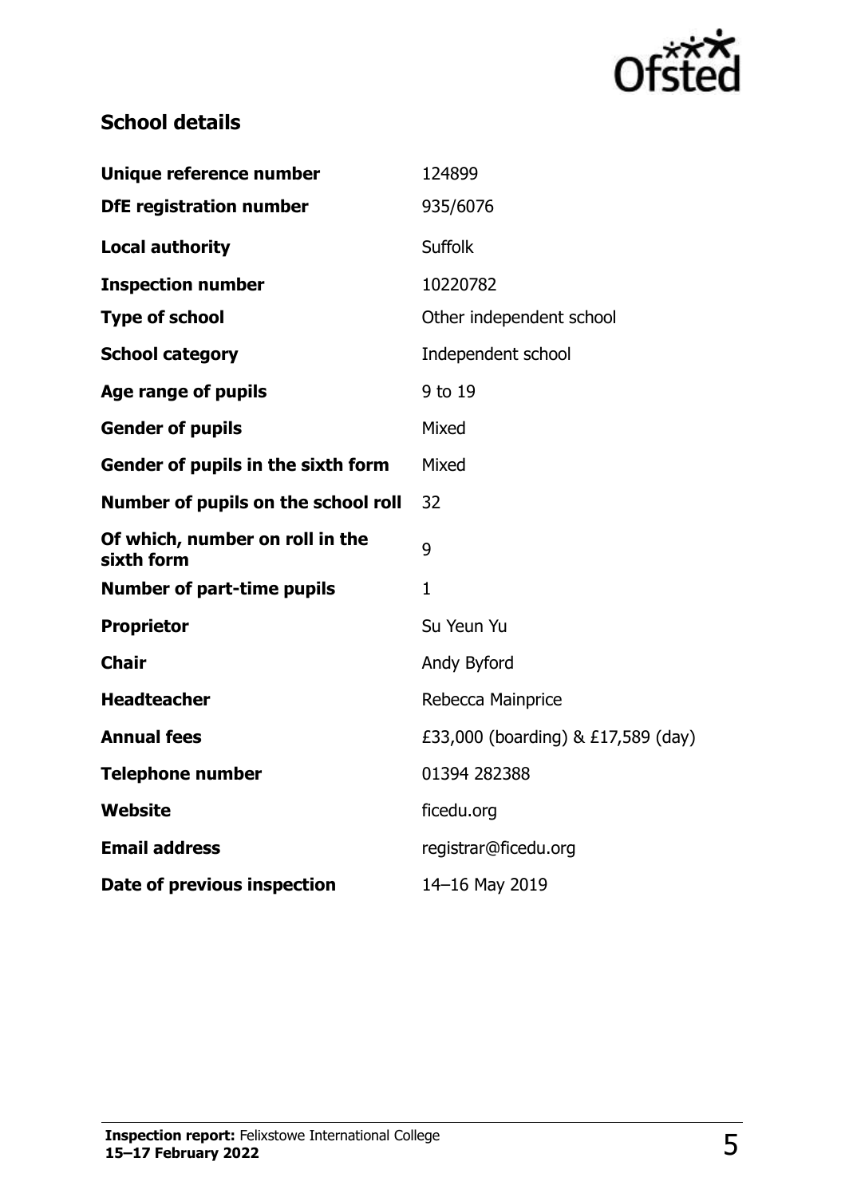## School details

| | |
|---|---|
| **Unique reference number** | 124899 |
| **DfE registration number** | 935/6076 |
| **Local authority** | Suffolk |
| **Inspection number** | 10220782 |
| **Type of school** | Other independent school |
| **School category** | Independent school |
| **Age range of pupils** | 9 to 19 |
| **Gender of pupils** | Mixed |
| **Gender of pupils in the sixth form** | Mixed |
| **Number of pupils on the school roll** | 32 |
| **Of which, number on roll in the sixth form** | 9 |
| **Number of part-time pupils** | 1 |
| **Proprietor** | Su Yeun Yu |
| **Chair** | Andy Byford |
| **Headteacher** | Rebecca Mainprice |
| **Annual fees** | £33,000 (boarding) & £17,589 (day) |
| **Telephone number** | 01394 282388 |
| **Website** | ficedu.org |
| **Email address** | registrar@ficedu.org |
| **Date of previous inspection** | 14–16 May 2019 |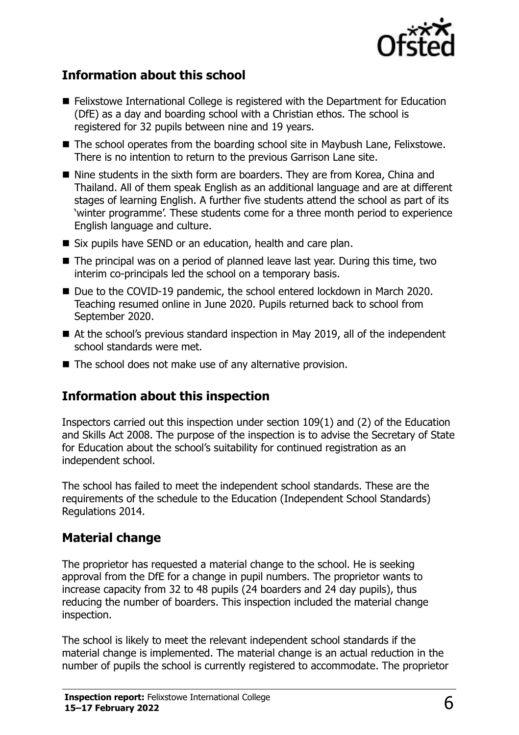## Information about this school

- Felixstowe International College is registered with the Department for Education (DfE) as a day and boarding school with a Christian ethos. The school is registered for 32 pupils between nine and 19 years.
- The school operates from the boarding school site in Maybush Lane, Felixstowe. There is no intention to return to the previous Garrison Lane site.
- Nine students in the sixth form are boarders. They are from Korea, China and Thailand. All of them speak English as an additional language and are at different stages of learning English. A further five students attend the school as part of its 'winter programme'. These students come for a three month period to experience English language and culture.
- Six pupils have SEND or an education, health and care plan.
- The principal was on a period of planned leave last year. During this time, two interim co-principals led the school on a temporary basis.
- Due to the COVID-19 pandemic, the school entered lockdown in March 2020. Teaching resumed online in June 2020. Pupils returned back to school from September 2020.
- At the school's previous standard inspection in May 2019, all of the independent school standards were met.
- The school does not make use of any alternative provision.

## Information about this inspection

Inspectors carried out this inspection under section 109(1) and (2) of the Education and Skills Act 2008. The purpose of the inspection is to advise the Secretary of State for Education about the school's suitability for continued registration as an independent school.

The school has failed to meet the independent school standards. These are the requirements of the schedule to the Education (Independent School Standards) Regulations 2014.

## Material change

The proprietor has requested a material change to the school. He is seeking approval from the DfE for a change in pupil numbers. The proprietor wants to increase capacity from 32 to 48 pupils (24 boarders and 24 day pupils), thus reducing the number of boarders. This inspection included the material change inspection.

The school is likely to meet the relevant independent school standards if the material change is implemented. The material change is an actual reduction in the number of pupils the school is currently registered to accommodate. The proprietor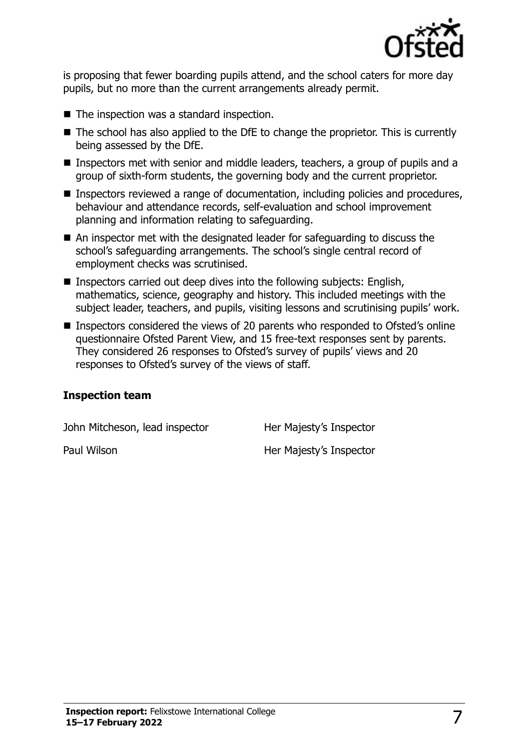is proposing that fewer boarding pupils attend, and the school caters for more day pupils, but no more than the current arrangements already permit.

- The inspection was a standard inspection.
- The school has also applied to the DfE to change the proprietor. This is currently being assessed by the DfE.
- Inspectors met with senior and middle leaders, teachers, a group of pupils and a group of sixth-form students, the governing body and the current proprietor.
- Inspectors reviewed a range of documentation, including policies and procedures, behaviour and attendance records, self-evaluation and school improvement planning and information relating to safeguarding.
- An inspector met with the designated leader for safeguarding to discuss the school's safeguarding arrangements. The school's single central record of employment checks was scrutinised.
- Inspectors carried out deep dives into the following subjects: English, mathematics, science, geography and history. This included meetings with the subject leader, teachers, and pupils, visiting lessons and scrutinising pupils' work.
- Inspectors considered the views of 20 parents who responded to Ofsted's online questionnaire Ofsted Parent View, and 15 free-text responses sent by parents. They considered 26 responses to Ofsted's survey of pupils' views and 20 responses to Ofsted's survey of the views of staff.

## Inspection team

| | |
|---|---|
| John Mitcheson, lead inspector | Her Majesty's Inspector |
| Paul Wilson | Her Majesty's Inspector |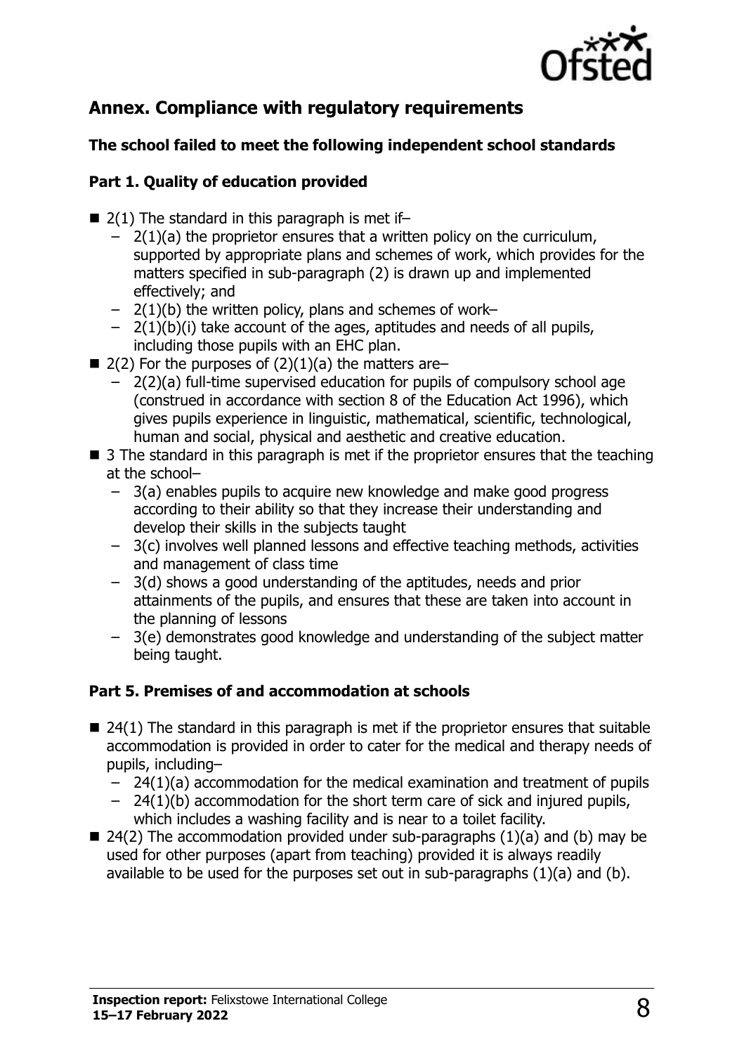## Annex. Compliance with regulatory requirements

### The school failed to meet the following independent school standards

### Part 1. Quality of education provided

- 2(1) The standard in this paragraph is met if–
  - 2(1)(a) the proprietor ensures that a written policy on the curriculum, supported by appropriate plans and schemes of work, which provides for the matters specified in sub-paragraph (2) is drawn up and implemented effectively; and
  - 2(1)(b) the written policy, plans and schemes of work–
  - 2(1)(b)(i) take account of the ages, aptitudes and needs of all pupils, including those pupils with an EHC plan.
- 2(2) For the purposes of (2)(1)(a) the matters are–
  - 2(2)(a) full-time supervised education for pupils of compulsory school age (construed in accordance with section 8 of the Education Act 1996), which gives pupils experience in linguistic, mathematical, scientific, technological, human and social, physical and aesthetic and creative education.
- 3 The standard in this paragraph is met if the proprietor ensures that the teaching at the school–
  - 3(a) enables pupils to acquire new knowledge and make good progress according to their ability so that they increase their understanding and develop their skills in the subjects taught
  - 3(c) involves well planned lessons and effective teaching methods, activities and management of class time
  - 3(d) shows a good understanding of the aptitudes, needs and prior attainments of the pupils, and ensures that these are taken into account in the planning of lessons
  - 3(e) demonstrates good knowledge and understanding of the subject matter being taught.

### Part 5. Premises of and accommodation at schools

- 24(1) The standard in this paragraph is met if the proprietor ensures that suitable accommodation is provided in order to cater for the medical and therapy needs of pupils, including–
  - 24(1)(a) accommodation for the medical examination and treatment of pupils
  - 24(1)(b) accommodation for the short term care of sick and injured pupils, which includes a washing facility and is near to a toilet facility.
- 24(2) The accommodation provided under sub-paragraphs (1)(a) and (b) may be used for other purposes (apart from teaching) provided it is always readily available to be used for the purposes set out in sub-paragraphs (1)(a) and (b).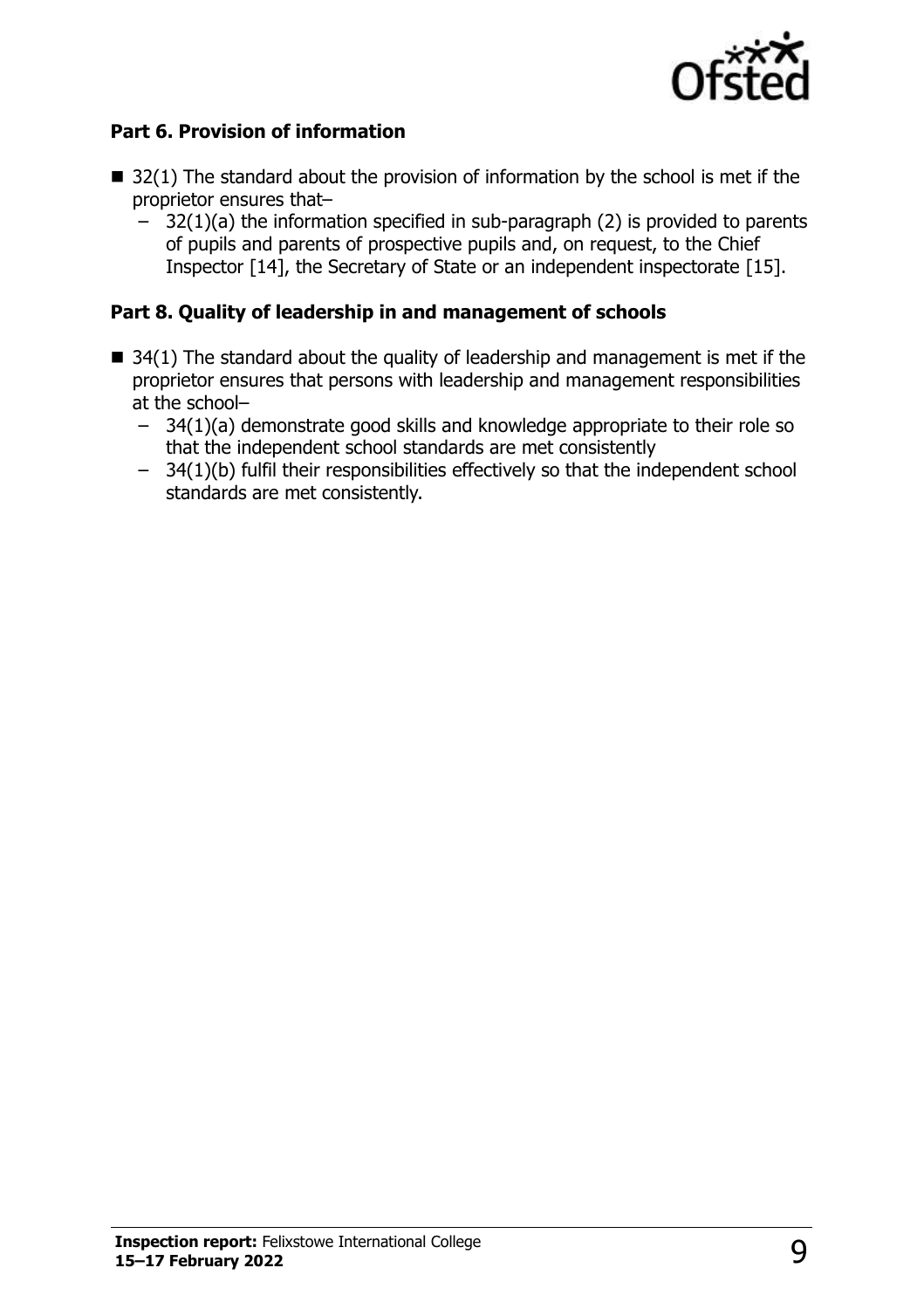### Part 6. Provision of information

- 32(1) The standard about the provision of information by the school is met if the proprietor ensures that–
  - 32(1)(a) the information specified in sub-paragraph (2) is provided to parents of pupils and parents of prospective pupils and, on request, to the Chief Inspector [14], the Secretary of State or an independent inspectorate [15].

### Part 8. Quality of leadership in and management of schools

- 34(1) The standard about the quality of leadership and management is met if the proprietor ensures that persons with leadership and management responsibilities at the school–
  - 34(1)(a) demonstrate good skills and knowledge appropriate to their role so that the independent school standards are met consistently
  - 34(1)(b) fulfil their responsibilities effectively so that the independent school standards are met consistently.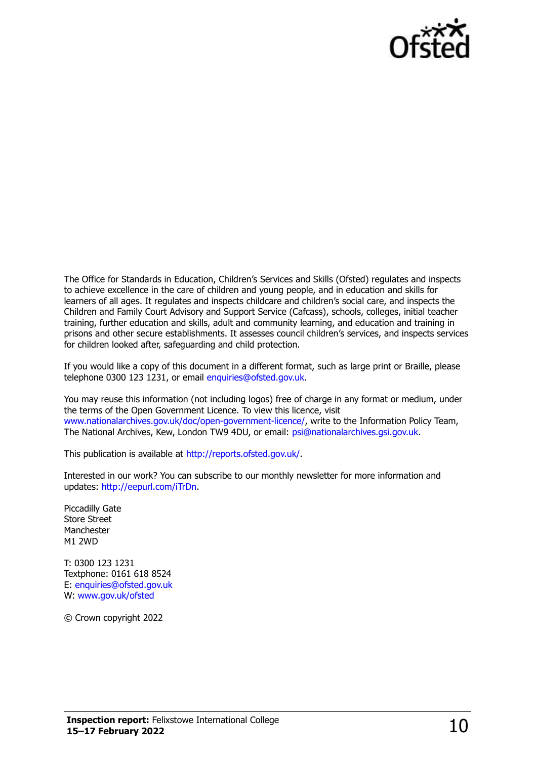The Office for Standards in Education, Children's Services and Skills (Ofsted) regulates and inspects to achieve excellence in the care of children and young people, and in education and skills for learners of all ages. It regulates and inspects childcare and children's social care, and inspects the Children and Family Court Advisory and Support Service (Cafcass), schools, colleges, initial teacher training, further education and skills, adult and community learning, and education and training in prisons and other secure establishments. It assesses council children's services, and inspects services for children looked after, safeguarding and child protection.

If you would like a copy of this document in a different format, such as large print or Braille, please telephone 0300 123 1231, or email enquiries@ofsted.gov.uk.

You may reuse this information (not including logos) free of charge in any format or medium, under the terms of the Open Government Licence. To view this licence, visit www.nationalarchives.gov.uk/doc/open-government-licence/, write to the Information Policy Team, The National Archives, Kew, London TW9 4DU, or email: psi@nationalarchives.gsi.gov.uk.

This publication is available at http://reports.ofsted.gov.uk/.

Interested in our work? You can subscribe to our monthly newsletter for more information and updates: http://eepurl.com/iTrDn.

Piccadilly Gate
Store Street
Manchester
M1 2WD

T: 0300 123 1231
Textphone: 0161 618 8524
E: enquiries@ofsted.gov.uk
W: www.gov.uk/ofsted

© Crown copyright 2022